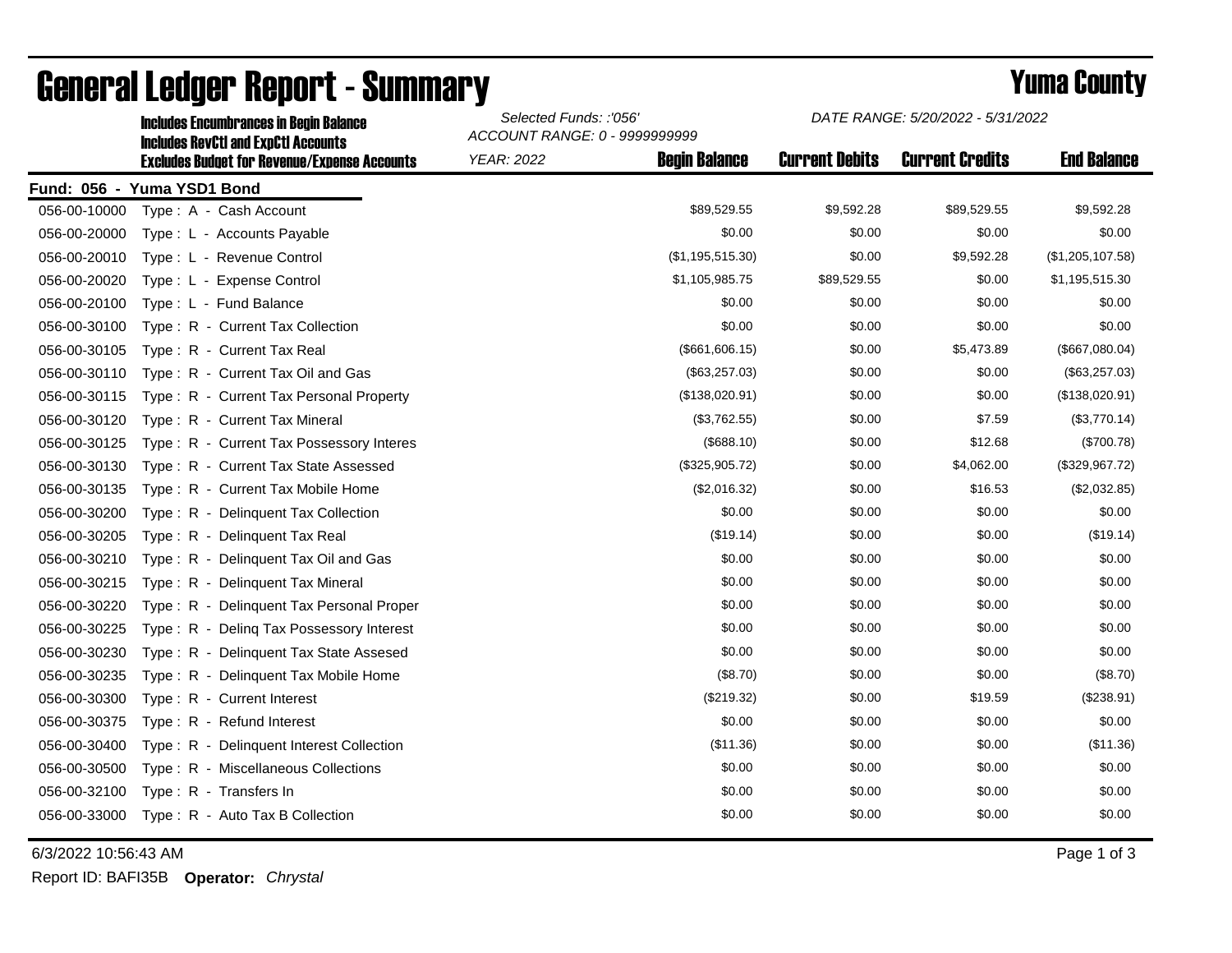# General Ledger Report - Summary

## Yuma County

**Includes Encumbrances in Begin Balance**
**Includes RevCtl and ExpCtl Accounts**
**Excludes Budget for Revenue/Expense Accounts**

*Selected Funds: :'056'*
*ACCOUNT RANGE: 0 - 9999999999*
*YEAR: 2022*

*DATE RANGE: 5/20/2022 - 5/31/2022*

**Fund: 056 - Yuma YSD1 Bond**

| Account | Description | Begin Balance | Current Debits | Current Credits | End Balance |
|---|---|---|---|---|---|
| 056-00-10000 | Type : A - Cash Account | $89,529.55 | $9,592.28 | $89,529.55 | $9,592.28 |
| 056-00-20000 | Type : L - Accounts Payable | $0.00 | $0.00 | $0.00 | $0.00 |
| 056-00-20010 | Type : L - Revenue Control | ($1,195,515.30) | $0.00 | $9,592.28 | ($1,205,107.58) |
| 056-00-20020 | Type : L - Expense Control | $1,105,985.75 | $89,529.55 | $0.00 | $1,195,515.30 |
| 056-00-20100 | Type : L - Fund Balance | $0.00 | $0.00 | $0.00 | $0.00 |
| 056-00-30100 | Type : R - Current Tax Collection | $0.00 | $0.00 | $0.00 | $0.00 |
| 056-00-30105 | Type : R - Current Tax Real | ($661,606.15) | $0.00 | $5,473.89 | ($667,080.04) |
| 056-00-30110 | Type : R - Current Tax Oil and Gas | ($63,257.03) | $0.00 | $0.00 | ($63,257.03) |
| 056-00-30115 | Type : R - Current Tax Personal Property | ($138,020.91) | $0.00 | $0.00 | ($138,020.91) |
| 056-00-30120 | Type : R - Current Tax Mineral | ($3,762.55) | $0.00 | $7.59 | ($3,770.14) |
| 056-00-30125 | Type : R - Current Tax Possessory Interes | ($688.10) | $0.00 | $12.68 | ($700.78) |
| 056-00-30130 | Type : R - Current Tax State Assessed | ($325,905.72) | $0.00 | $4,062.00 | ($329,967.72) |
| 056-00-30135 | Type : R - Current Tax Mobile Home | ($2,016.32) | $0.00 | $16.53 | ($2,032.85) |
| 056-00-30200 | Type : R - Delinquent Tax Collection | $0.00 | $0.00 | $0.00 | $0.00 |
| 056-00-30205 | Type : R - Delinquent Tax Real | ($19.14) | $0.00 | $0.00 | ($19.14) |
| 056-00-30210 | Type : R - Delinquent Tax Oil and Gas | $0.00 | $0.00 | $0.00 | $0.00 |
| 056-00-30215 | Type : R - Delinquent Tax Mineral | $0.00 | $0.00 | $0.00 | $0.00 |
| 056-00-30220 | Type : R - Delinquent Tax Personal Proper | $0.00 | $0.00 | $0.00 | $0.00 |
| 056-00-30225 | Type : R - Delinq Tax Possessory Interest | $0.00 | $0.00 | $0.00 | $0.00 |
| 056-00-30230 | Type : R - Delinquent Tax State Assesed | $0.00 | $0.00 | $0.00 | $0.00 |
| 056-00-30235 | Type : R - Delinquent Tax Mobile Home | ($8.70) | $0.00 | $0.00 | ($8.70) |
| 056-00-30300 | Type : R - Current Interest | ($219.32) | $0.00 | $19.59 | ($238.91) |
| 056-00-30375 | Type : R - Refund Interest | $0.00 | $0.00 | $0.00 | $0.00 |
| 056-00-30400 | Type : R - Delinquent Interest Collection | ($11.36) | $0.00 | $0.00 | ($11.36) |
| 056-00-30500 | Type : R - Miscellaneous Collections | $0.00 | $0.00 | $0.00 | $0.00 |
| 056-00-32100 | Type : R - Transfers In | $0.00 | $0.00 | $0.00 | $0.00 |
| 056-00-33000 | Type : R - Auto Tax B Collection | $0.00 | $0.00 | $0.00 | $0.00 |

6/3/2022 10:56:43 AM

Report ID: BAFI35B **Operator:** *Chrystal*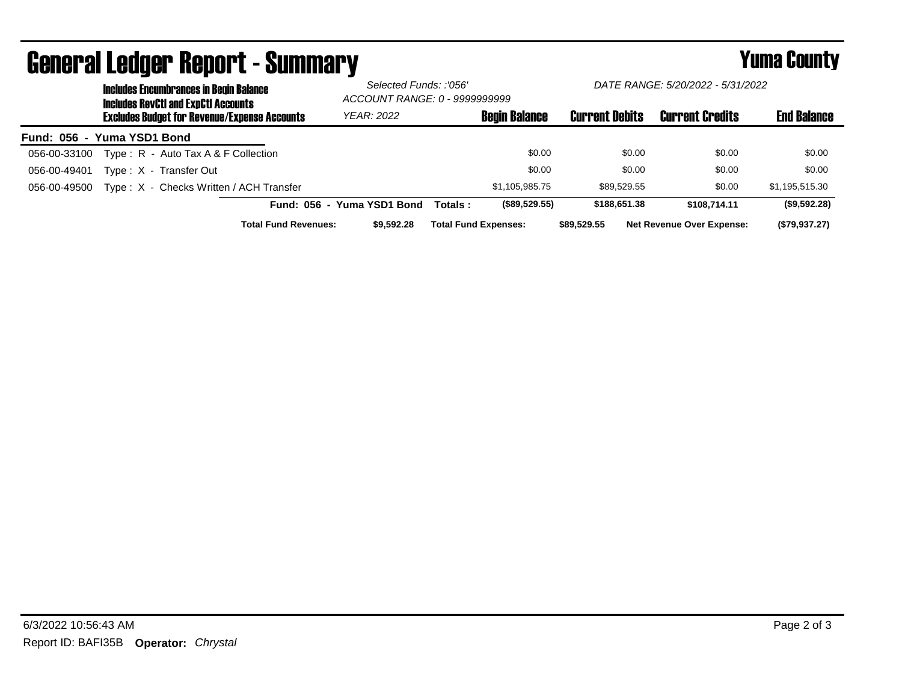# General Ledger Report - Summary

## Yuma County

**Includes Encumbrances in Begin Balance**
**Includes RevCtl and ExpCtl Accounts**
**Excludes Budget for Revenue/Expense Accounts**

*Selected Funds: :'056'*
*ACCOUNT RANGE: 0 - 9999999999*
*YEAR: 2022*

*DATE RANGE: 5/20/2022 - 5/31/2022*

**Fund: 056 - Yuma YSD1 Bond**

| Account | Description | Begin Balance | Current Debits | Current Credits | End Balance |
|---|---|---|---|---|---|
| 056-00-33100 | Type : R - Auto Tax A & F Collection | $0.00 | $0.00 | $0.00 | $0.00 |
| 056-00-49401 | Type : X - Transfer Out | $0.00 | $0.00 | $0.00 | $0.00 |
| 056-00-49500 | Type : X - Checks Written / ACH Transfer | $1,105,985.75 | $89,529.55 | $0.00 | $1,195,515.30 |
| | **Fund: 056 - Yuma YSD1 Bond Totals :** | **($89,529.55)** | **$188,651.38** | **$108,714.11** | **($9,592.28)** |

**Total Fund Revenues:** **$9,592.28** **Total Fund Expenses:** **$89,529.55** **Net Revenue Over Expense:** **($79,937.27)**

6/3/2022 10:56:43 AM

Report ID: BAFI35B **Operator:** *Chrystal*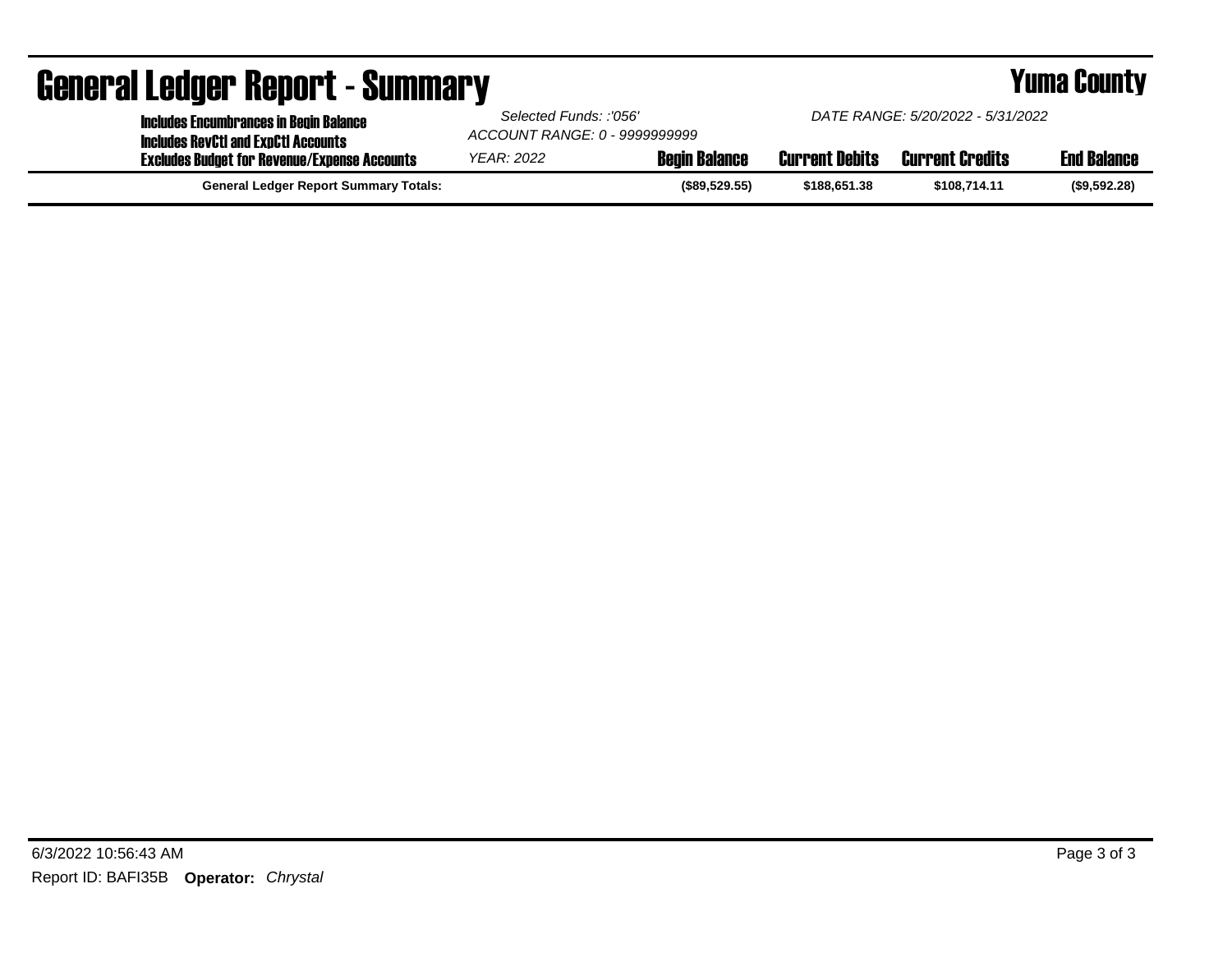# General Ledger Report - Summary

**Yuma County**

**Includes Encumbrances in Begin Balance**
**Includes RevCtl and ExpCtl Accounts**
**Excludes Budget for Revenue/Expense Accounts**

*Selected Funds: :'056'*
*ACCOUNT RANGE: 0 - 9999999999*
*YEAR: 2022*

*DATE RANGE: 5/20/2022 - 5/31/2022*

| | Begin Balance | Current Debits | Current Credits | End Balance |
|---|---|---|---|---|
| **General Ledger Report Summary Totals:** | **($89,529.55)** | **$188,651.38** | **$108,714.11** | **($9,592.28)** |

6/3/2022 10:56:43 AM

Report ID: BAFI35B **Operator:** *Chrystal*